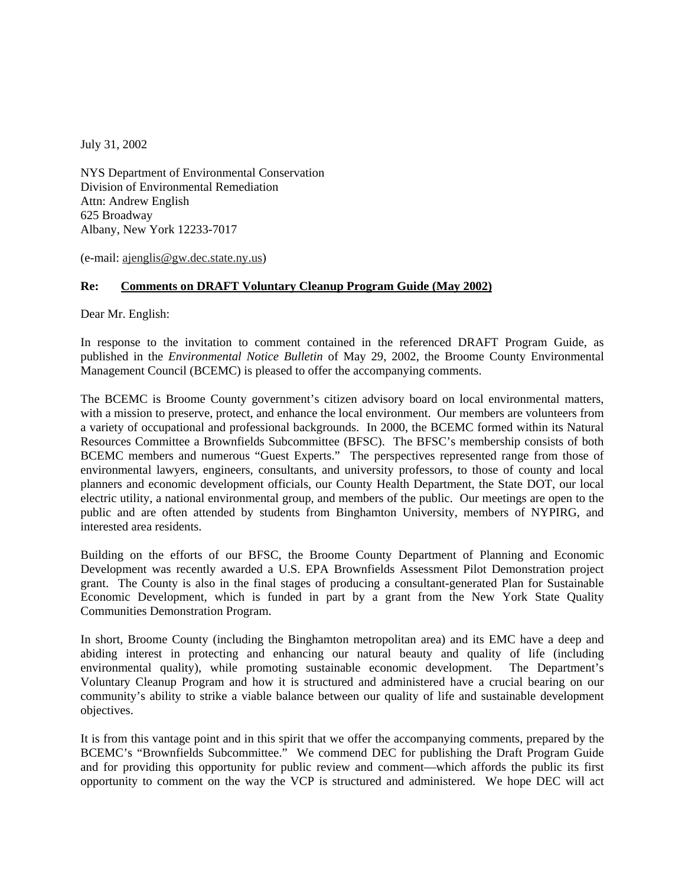July 31, 2002

NYS Department of Environmental Conservation
Division of Environmental Remediation
Attn: Andrew English
625 Broadway
Albany, New York 12233-7017

(e-mail: ajenglis@gw.dec.state.ny.us)

**Re: Comments on DRAFT Voluntary Cleanup Program Guide (May 2002)**

Dear Mr. English:

In response to the invitation to comment contained in the referenced DRAFT Program Guide, as published in the *Environmental Notice Bulletin* of May 29, 2002, the Broome County Environmental Management Council (BCEMC) is pleased to offer the accompanying comments.

The BCEMC is Broome County government's citizen advisory board on local environmental matters, with a mission to preserve, protect, and enhance the local environment. Our members are volunteers from a variety of occupational and professional backgrounds. In 2000, the BCEMC formed within its Natural Resources Committee a Brownfields Subcommittee (BFSC). The BFSC's membership consists of both BCEMC members and numerous "Guest Experts." The perspectives represented range from those of environmental lawyers, engineers, consultants, and university professors, to those of county and local planners and economic development officials, our County Health Department, the State DOT, our local electric utility, a national environmental group, and members of the public. Our meetings are open to the public and are often attended by students from Binghamton University, members of NYPIRG, and interested area residents.

Building on the efforts of our BFSC, the Broome County Department of Planning and Economic Development was recently awarded a U.S. EPA Brownfields Assessment Pilot Demonstration project grant. The County is also in the final stages of producing a consultant-generated Plan for Sustainable Economic Development, which is funded in part by a grant from the New York State Quality Communities Demonstration Program.

In short, Broome County (including the Binghamton metropolitan area) and its EMC have a deep and abiding interest in protecting and enhancing our natural beauty and quality of life (including environmental quality), while promoting sustainable economic development. The Department's Voluntary Cleanup Program and how it is structured and administered have a crucial bearing on our community's ability to strike a viable balance between our quality of life and sustainable development objectives.

It is from this vantage point and in this spirit that we offer the accompanying comments, prepared by the BCEMC's "Brownfields Subcommittee." We commend DEC for publishing the Draft Program Guide and for providing this opportunity for public review and comment—which affords the public its first opportunity to comment on the way the VCP is structured and administered. We hope DEC will act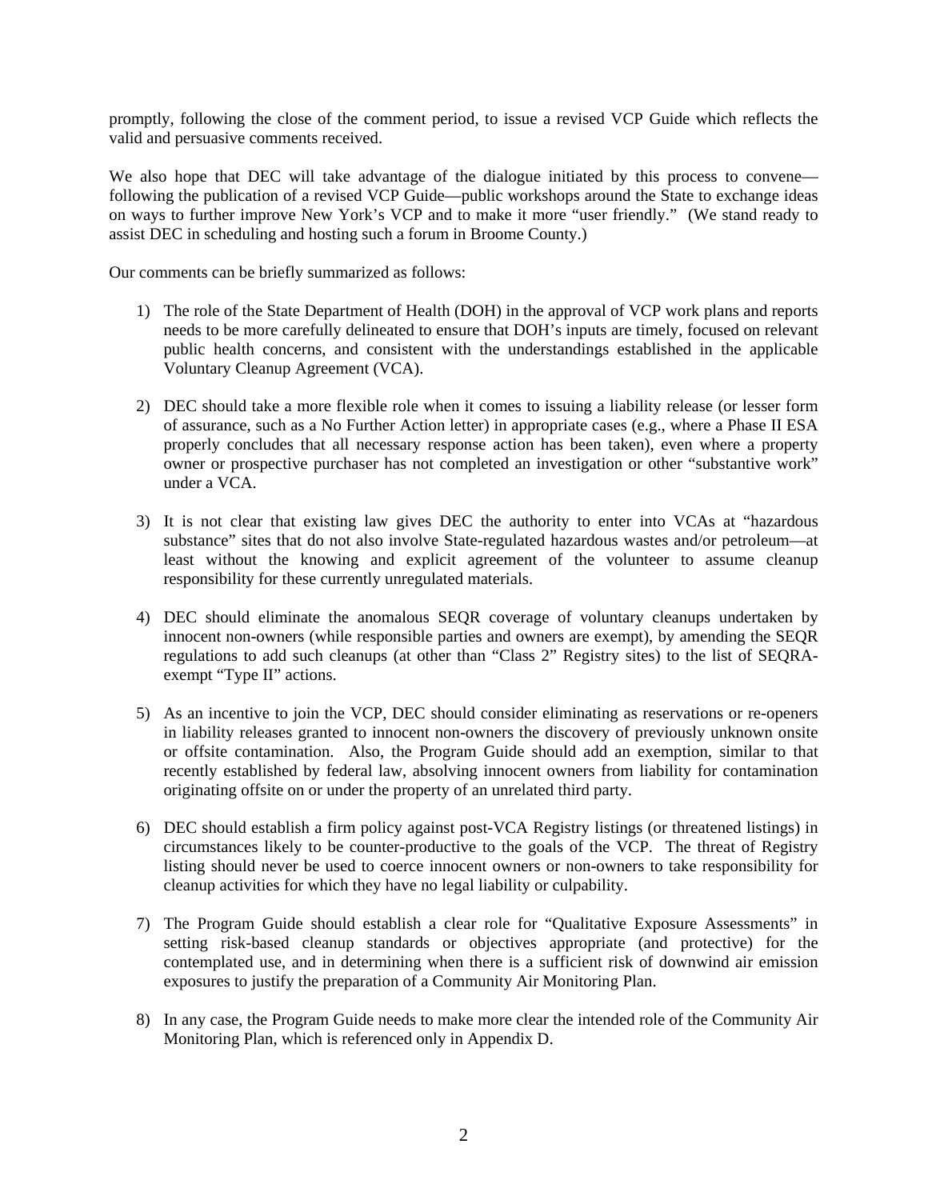promptly, following the close of the comment period, to issue a revised VCP Guide which reflects the valid and persuasive comments received.

We also hope that DEC will take advantage of the dialogue initiated by this process to convene—following the publication of a revised VCP Guide—public workshops around the State to exchange ideas on ways to further improve New York's VCP and to make it more "user friendly." (We stand ready to assist DEC in scheduling and hosting such a forum in Broome County.)

Our comments can be briefly summarized as follows:

1) The role of the State Department of Health (DOH) in the approval of VCP work plans and reports needs to be more carefully delineated to ensure that DOH's inputs are timely, focused on relevant public health concerns, and consistent with the understandings established in the applicable Voluntary Cleanup Agreement (VCA).

2) DEC should take a more flexible role when it comes to issuing a liability release (or lesser form of assurance, such as a No Further Action letter) in appropriate cases (e.g., where a Phase II ESA properly concludes that all necessary response action has been taken), even where a property owner or prospective purchaser has not completed an investigation or other "substantive work" under a VCA.

3) It is not clear that existing law gives DEC the authority to enter into VCAs at "hazardous substance" sites that do not also involve State-regulated hazardous wastes and/or petroleum—at least without the knowing and explicit agreement of the volunteer to assume cleanup responsibility for these currently unregulated materials.

4) DEC should eliminate the anomalous SEQR coverage of voluntary cleanups undertaken by innocent non-owners (while responsible parties and owners are exempt), by amending the SEQR regulations to add such cleanups (at other than "Class 2" Registry sites) to the list of SEQRA-exempt "Type II" actions.

5) As an incentive to join the VCP, DEC should consider eliminating as reservations or re-openers in liability releases granted to innocent non-owners the discovery of previously unknown onsite or offsite contamination. Also, the Program Guide should add an exemption, similar to that recently established by federal law, absolving innocent owners from liability for contamination originating offsite on or under the property of an unrelated third party.

6) DEC should establish a firm policy against post-VCA Registry listings (or threatened listings) in circumstances likely to be counter-productive to the goals of the VCP. The threat of Registry listing should never be used to coerce innocent owners or non-owners to take responsibility for cleanup activities for which they have no legal liability or culpability.

7) The Program Guide should establish a clear role for "Qualitative Exposure Assessments" in setting risk-based cleanup standards or objectives appropriate (and protective) for the contemplated use, and in determining when there is a sufficient risk of downwind air emission exposures to justify the preparation of a Community Air Monitoring Plan.

8) In any case, the Program Guide needs to make more clear the intended role of the Community Air Monitoring Plan, which is referenced only in Appendix D.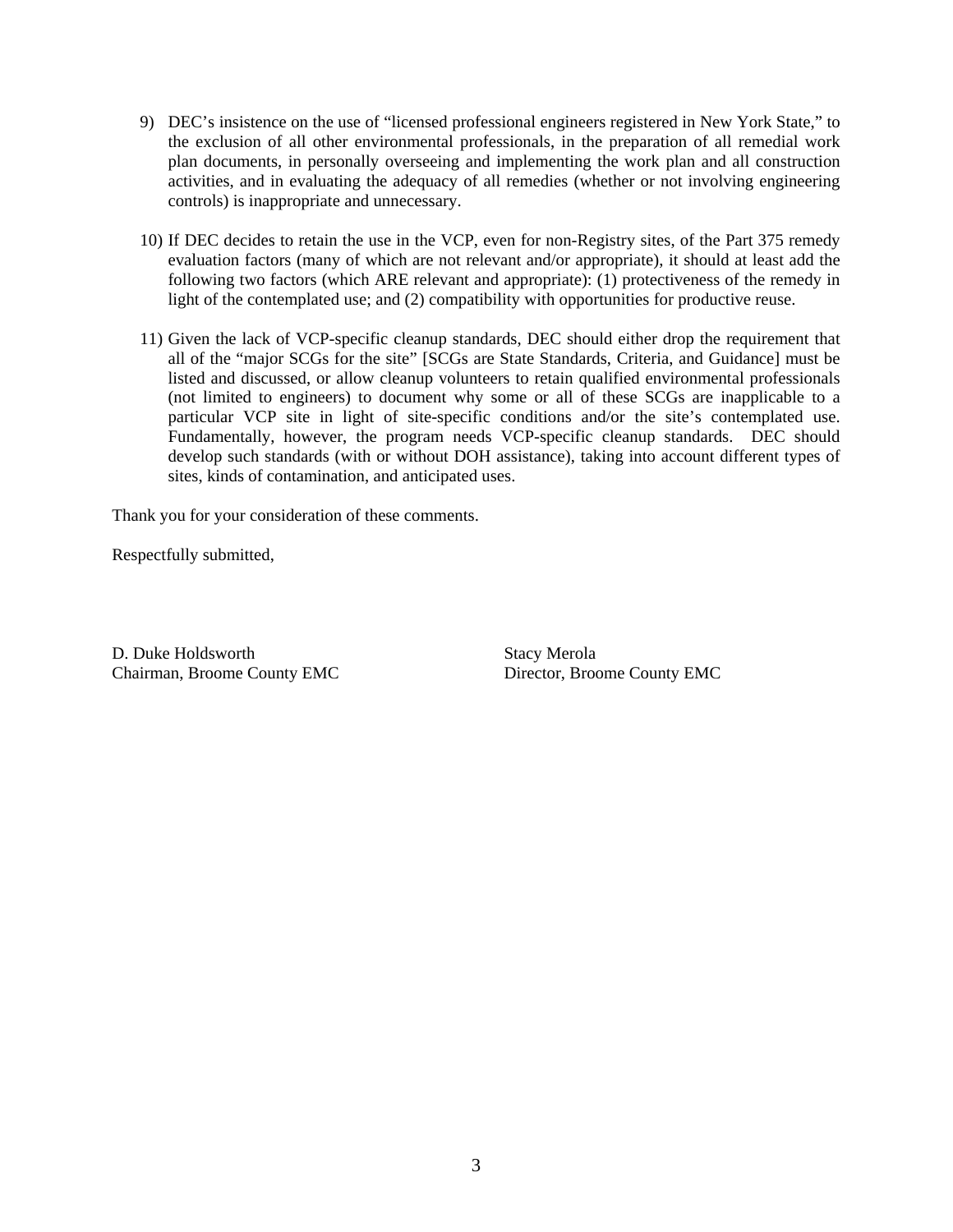9) DEC's insistence on the use of "licensed professional engineers registered in New York State," to the exclusion of all other environmental professionals, in the preparation of all remedial work plan documents, in personally overseeing and implementing the work plan and all construction activities, and in evaluating the adequacy of all remedies (whether or not involving engineering controls) is inappropriate and unnecessary.

10) If DEC decides to retain the use in the VCP, even for non-Registry sites, of the Part 375 remedy evaluation factors (many of which are not relevant and/or appropriate), it should at least add the following two factors (which ARE relevant and appropriate): (1) protectiveness of the remedy in light of the contemplated use; and (2) compatibility with opportunities for productive reuse.

11) Given the lack of VCP-specific cleanup standards, DEC should either drop the requirement that all of the "major SCGs for the site" [SCGs are State Standards, Criteria, and Guidance] must be listed and discussed, or allow cleanup volunteers to retain qualified environmental professionals (not limited to engineers) to document why some or all of these SCGs are inapplicable to a particular VCP site in light of site-specific conditions and/or the site's contemplated use. Fundamentally, however, the program needs VCP-specific cleanup standards. DEC should develop such standards (with or without DOH assistance), taking into account different types of sites, kinds of contamination, and anticipated uses.

Thank you for your consideration of these comments.

Respectfully submitted,

D. Duke Holdsworth
Chairman, Broome County EMC

Stacy Merola
Director, Broome County EMC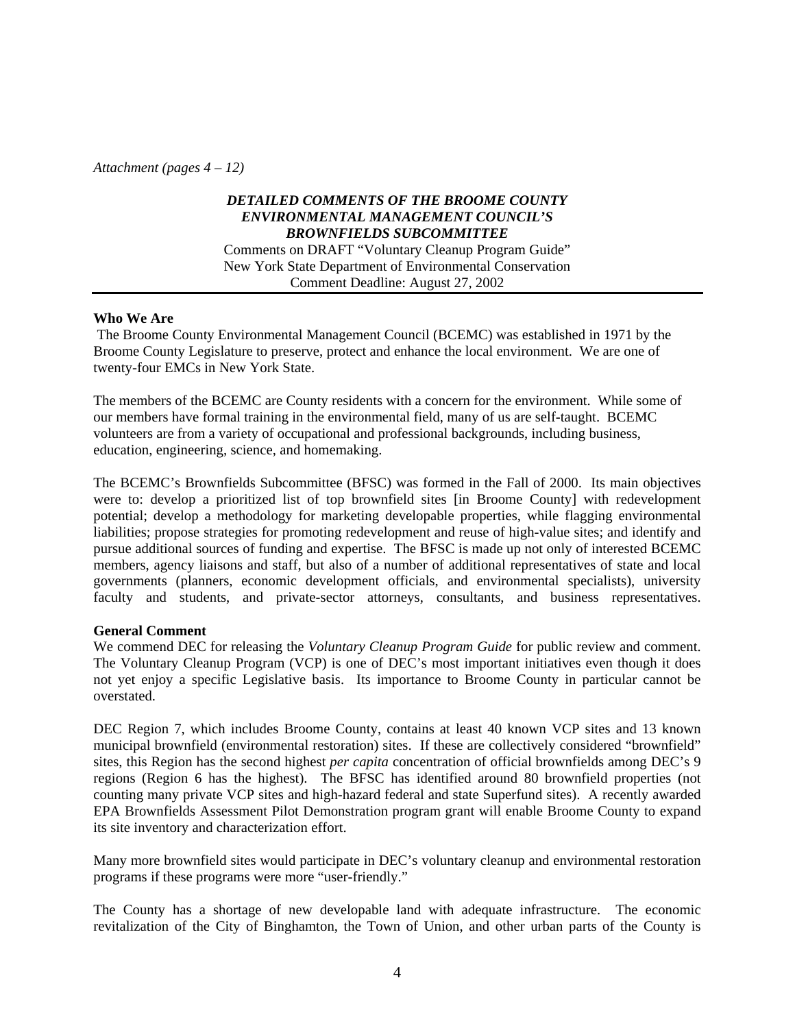*Attachment (pages 4 – 12)*

***DETAILED COMMENTS OF THE BROOME COUNTY ENVIRONMENTAL MANAGEMENT COUNCIL'S BROWNFIELDS SUBCOMMITTEE***

Comments on DRAFT "Voluntary Cleanup Program Guide"
New York State Department of Environmental Conservation
Comment Deadline: August 27, 2002

---

**Who We Are**

The Broome County Environmental Management Council (BCEMC) was established in 1971 by the Broome County Legislature to preserve, protect and enhance the local environment. We are one of twenty-four EMCs in New York State.

The members of the BCEMC are County residents with a concern for the environment. While some of our members have formal training in the environmental field, many of us are self-taught. BCEMC volunteers are from a variety of occupational and professional backgrounds, including business, education, engineering, science, and homemaking.

The BCEMC's Brownfields Subcommittee (BFSC) was formed in the Fall of 2000. Its main objectives were to: develop a prioritized list of top brownfield sites [in Broome County] with redevelopment potential; develop a methodology for marketing developable properties, while flagging environmental liabilities; propose strategies for promoting redevelopment and reuse of high-value sites; and identify and pursue additional sources of funding and expertise. The BFSC is made up not only of interested BCEMC members, agency liaisons and staff, but also of a number of additional representatives of state and local governments (planners, economic development officials, and environmental specialists), university faculty and students, and private-sector attorneys, consultants, and business representatives.

**General Comment**

We commend DEC for releasing the *Voluntary Cleanup Program Guide* for public review and comment. The Voluntary Cleanup Program (VCP) is one of DEC's most important initiatives even though it does not yet enjoy a specific Legislative basis. Its importance to Broome County in particular cannot be overstated.

DEC Region 7, which includes Broome County, contains at least 40 known VCP sites and 13 known municipal brownfield (environmental restoration) sites. If these are collectively considered "brownfield" sites, this Region has the second highest *per capita* concentration of official brownfields among DEC's 9 regions (Region 6 has the highest). The BFSC has identified around 80 brownfield properties (not counting many private VCP sites and high-hazard federal and state Superfund sites). A recently awarded EPA Brownfields Assessment Pilot Demonstration program grant will enable Broome County to expand its site inventory and characterization effort.

Many more brownfield sites would participate in DEC's voluntary cleanup and environmental restoration programs if these programs were more "user-friendly."

The County has a shortage of new developable land with adequate infrastructure. The economic revitalization of the City of Binghamton, the Town of Union, and other urban parts of the County is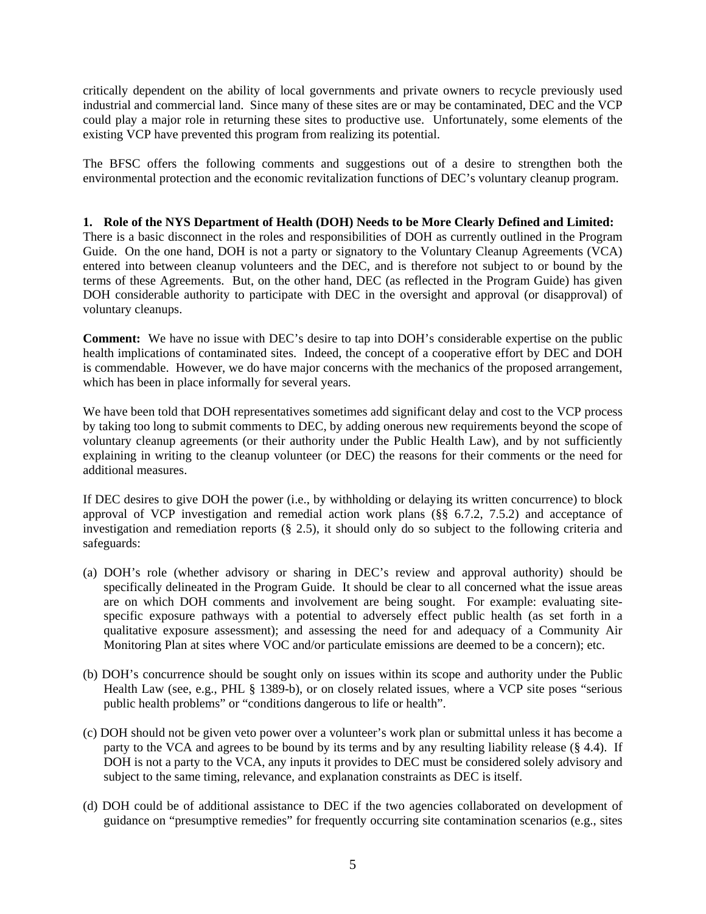critically dependent on the ability of local governments and private owners to recycle previously used industrial and commercial land. Since many of these sites are or may be contaminated, DEC and the VCP could play a major role in returning these sites to productive use. Unfortunately, some elements of the existing VCP have prevented this program from realizing its potential.

The BFSC offers the following comments and suggestions out of a desire to strengthen both the environmental protection and the economic revitalization functions of DEC's voluntary cleanup program.

**1. Role of the NYS Department of Health (DOH) Needs to be More Clearly Defined and Limited:** There is a basic disconnect in the roles and responsibilities of DOH as currently outlined in the Program Guide. On the one hand, DOH is not a party or signatory to the Voluntary Cleanup Agreements (VCA) entered into between cleanup volunteers and the DEC, and is therefore not subject to or bound by the terms of these Agreements. But, on the other hand, DEC (as reflected in the Program Guide) has given DOH considerable authority to participate with DEC in the oversight and approval (or disapproval) of voluntary cleanups.

**Comment:** We have no issue with DEC's desire to tap into DOH's considerable expertise on the public health implications of contaminated sites. Indeed, the concept of a cooperative effort by DEC and DOH is commendable. However, we do have major concerns with the mechanics of the proposed arrangement, which has been in place informally for several years.

We have been told that DOH representatives sometimes add significant delay and cost to the VCP process by taking too long to submit comments to DEC, by adding onerous new requirements beyond the scope of voluntary cleanup agreements (or their authority under the Public Health Law), and by not sufficiently explaining in writing to the cleanup volunteer (or DEC) the reasons for their comments or the need for additional measures.

If DEC desires to give DOH the power (i.e., by withholding or delaying its written concurrence) to block approval of VCP investigation and remedial action work plans (§§ 6.7.2, 7.5.2) and acceptance of investigation and remediation reports (§ 2.5), it should only do so subject to the following criteria and safeguards:

(a) DOH's role (whether advisory or sharing in DEC's review and approval authority) should be specifically delineated in the Program Guide. It should be clear to all concerned what the issue areas are on which DOH comments and involvement are being sought. For example: evaluating site-specific exposure pathways with a potential to adversely effect public health (as set forth in a qualitative exposure assessment); and assessing the need for and adequacy of a Community Air Monitoring Plan at sites where VOC and/or particulate emissions are deemed to be a concern); etc.

(b) DOH's concurrence should be sought only on issues within its scope and authority under the Public Health Law (see, e.g., PHL § 1389-b), or on closely related issues, where a VCP site poses "serious public health problems" or "conditions dangerous to life or health".

(c) DOH should not be given veto power over a volunteer's work plan or submittal unless it has become a party to the VCA and agrees to be bound by its terms and by any resulting liability release (§ 4.4). If DOH is not a party to the VCA, any inputs it provides to DEC must be considered solely advisory and subject to the same timing, relevance, and explanation constraints as DEC is itself.

(d) DOH could be of additional assistance to DEC if the two agencies collaborated on development of guidance on "presumptive remedies" for frequently occurring site contamination scenarios (e.g., sites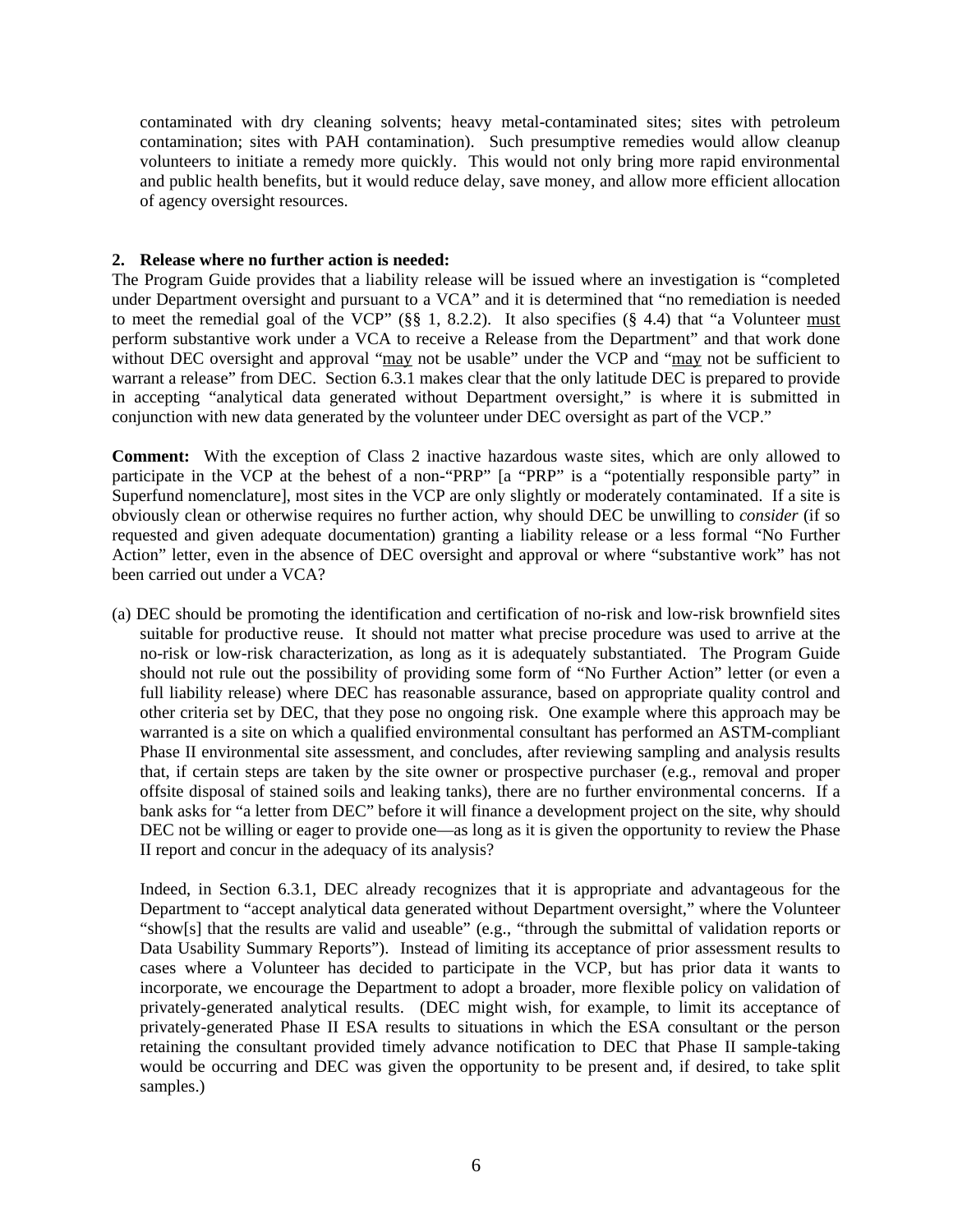contaminated with dry cleaning solvents; heavy metal-contaminated sites; sites with petroleum contamination; sites with PAH contamination). Such presumptive remedies would allow cleanup volunteers to initiate a remedy more quickly. This would not only bring more rapid environmental and public health benefits, but it would reduce delay, save money, and allow more efficient allocation of agency oversight resources.

**2. Release where no further action is needed:**

The Program Guide provides that a liability release will be issued where an investigation is "completed under Department oversight and pursuant to a VCA" and it is determined that "no remediation is needed to meet the remedial goal of the VCP" (§§ 1, 8.2.2). It also specifies (§ 4.4) that "a Volunteer <u>must</u> perform substantive work under a VCA to receive a Release from the Department" and that work done without DEC oversight and approval "<u>may</u> not be usable" under the VCP and "<u>may</u> not be sufficient to warrant a release" from DEC. Section 6.3.1 makes clear that the only latitude DEC is prepared to provide in accepting "analytical data generated without Department oversight," is where it is submitted in conjunction with new data generated by the volunteer under DEC oversight as part of the VCP."

**Comment:** With the exception of Class 2 inactive hazardous waste sites, which are only allowed to participate in the VCP at the behest of a non-"PRP" [a "PRP" is a "potentially responsible party" in Superfund nomenclature], most sites in the VCP are only slightly or moderately contaminated. If a site is obviously clean or otherwise requires no further action, why should DEC be unwilling to *consider* (if so requested and given adequate documentation) granting a liability release or a less formal "No Further Action" letter, even in the absence of DEC oversight and approval or where "substantive work" has not been carried out under a VCA?

(a) DEC should be promoting the identification and certification of no-risk and low-risk brownfield sites suitable for productive reuse. It should not matter what precise procedure was used to arrive at the no-risk or low-risk characterization, as long as it is adequately substantiated. The Program Guide should not rule out the possibility of providing some form of "No Further Action" letter (or even a full liability release) where DEC has reasonable assurance, based on appropriate quality control and other criteria set by DEC, that they pose no ongoing risk. One example where this approach may be warranted is a site on which a qualified environmental consultant has performed an ASTM-compliant Phase II environmental site assessment, and concludes, after reviewing sampling and analysis results that, if certain steps are taken by the site owner or prospective purchaser (e.g., removal and proper offsite disposal of stained soils and leaking tanks), there are no further environmental concerns. If a bank asks for "a letter from DEC" before it will finance a development project on the site, why should DEC not be willing or eager to provide one—as long as it is given the opportunity to review the Phase II report and concur in the adequacy of its analysis?

Indeed, in Section 6.3.1, DEC already recognizes that it is appropriate and advantageous for the Department to "accept analytical data generated without Department oversight," where the Volunteer "show[s] that the results are valid and useable" (e.g., "through the submittal of validation reports or Data Usability Summary Reports"). Instead of limiting its acceptance of prior assessment results to cases where a Volunteer has decided to participate in the VCP, but has prior data it wants to incorporate, we encourage the Department to adopt a broader, more flexible policy on validation of privately-generated analytical results. (DEC might wish, for example, to limit its acceptance of privately-generated Phase II ESA results to situations in which the ESA consultant or the person retaining the consultant provided timely advance notification to DEC that Phase II sample-taking would be occurring and DEC was given the opportunity to be present and, if desired, to take split samples.)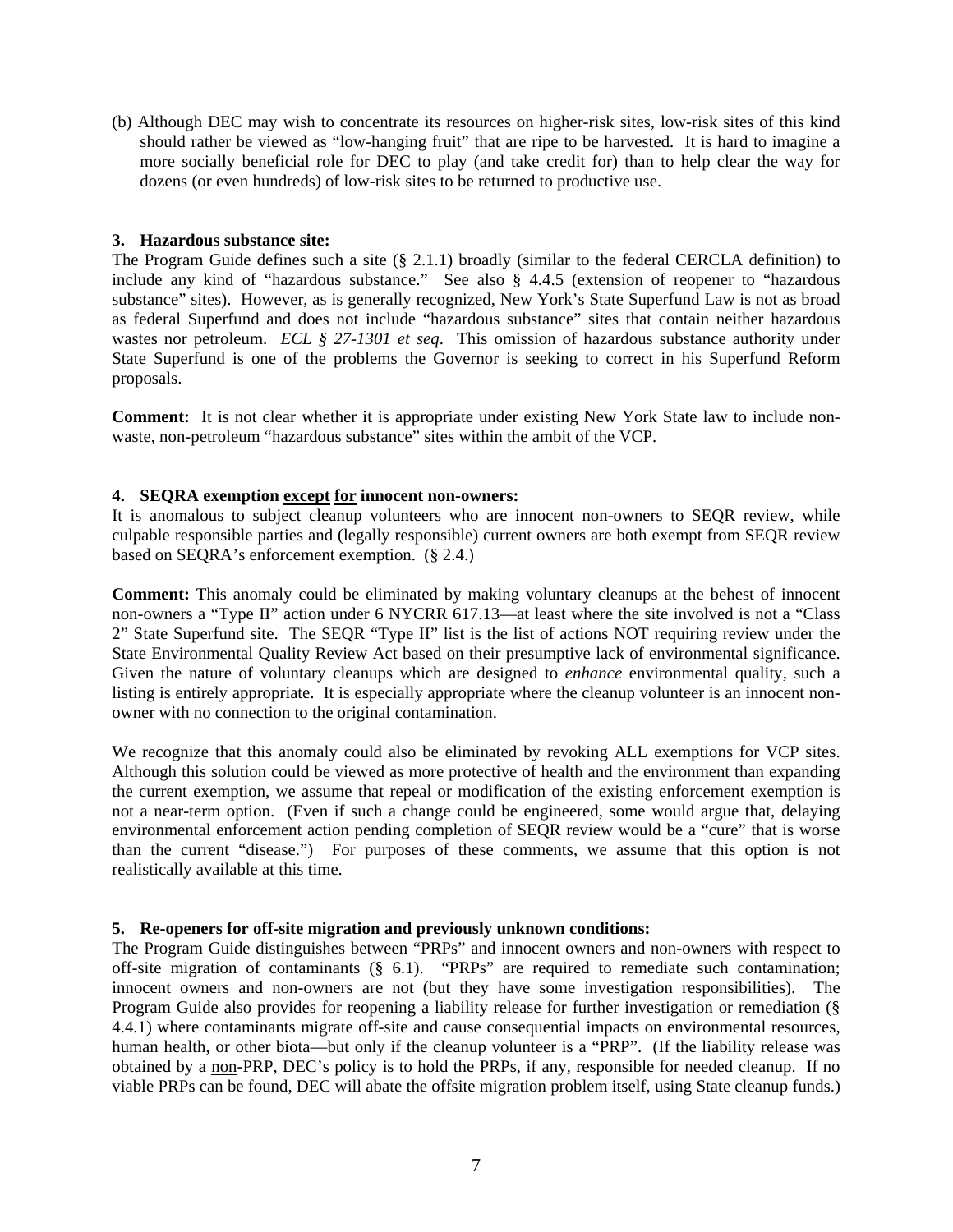(b) Although DEC may wish to concentrate its resources on higher-risk sites, low-risk sites of this kind should rather be viewed as "low-hanging fruit" that are ripe to be harvested. It is hard to imagine a more socially beneficial role for DEC to play (and take credit for) than to help clear the way for dozens (or even hundreds) of low-risk sites to be returned to productive use.

**3. Hazardous substance site:**

The Program Guide defines such a site (§ 2.1.1) broadly (similar to the federal CERCLA definition) to include any kind of "hazardous substance." See also § 4.4.5 (extension of reopener to "hazardous substance" sites). However, as is generally recognized, New York's State Superfund Law is not as broad as federal Superfund and does not include "hazardous substance" sites that contain neither hazardous wastes nor petroleum. *ECL § 27-1301 et seq*. This omission of hazardous substance authority under State Superfund is one of the problems the Governor is seeking to correct in his Superfund Reform proposals.

**Comment:** It is not clear whether it is appropriate under existing New York State law to include non-waste, non-petroleum "hazardous substance" sites within the ambit of the VCP.

**4. SEQRA exemption <u>except</u> <u>for</u> innocent non-owners:**

It is anomalous to subject cleanup volunteers who are innocent non-owners to SEQR review, while culpable responsible parties and (legally responsible) current owners are both exempt from SEQR review based on SEQRA's enforcement exemption. (§ 2.4.)

**Comment:** This anomaly could be eliminated by making voluntary cleanups at the behest of innocent non-owners a "Type II" action under 6 NYCRR 617.13—at least where the site involved is not a "Class 2" State Superfund site. The SEQR "Type II" list is the list of actions NOT requiring review under the State Environmental Quality Review Act based on their presumptive lack of environmental significance. Given the nature of voluntary cleanups which are designed to *enhance* environmental quality, such a listing is entirely appropriate. It is especially appropriate where the cleanup volunteer is an innocent non-owner with no connection to the original contamination.

We recognize that this anomaly could also be eliminated by revoking ALL exemptions for VCP sites. Although this solution could be viewed as more protective of health and the environment than expanding the current exemption, we assume that repeal or modification of the existing enforcement exemption is not a near-term option. (Even if such a change could be engineered, some would argue that, delaying environmental enforcement action pending completion of SEQR review would be a "cure" that is worse than the current "disease.") For purposes of these comments, we assume that this option is not realistically available at this time.

**5. Re-openers for off-site migration and previously unknown conditions:**

The Program Guide distinguishes between "PRPs" and innocent owners and non-owners with respect to off-site migration of contaminants (§ 6.1). "PRPs" are required to remediate such contamination; innocent owners and non-owners are not (but they have some investigation responsibilities). The Program Guide also provides for reopening a liability release for further investigation or remediation (§ 4.4.1) where contaminants migrate off-site and cause consequential impacts on environmental resources, human health, or other biota—but only if the cleanup volunteer is a "PRP". (If the liability release was obtained by a <u>non</u>-PRP, DEC's policy is to hold the PRPs, if any, responsible for needed cleanup. If no viable PRPs can be found, DEC will abate the offsite migration problem itself, using State cleanup funds.)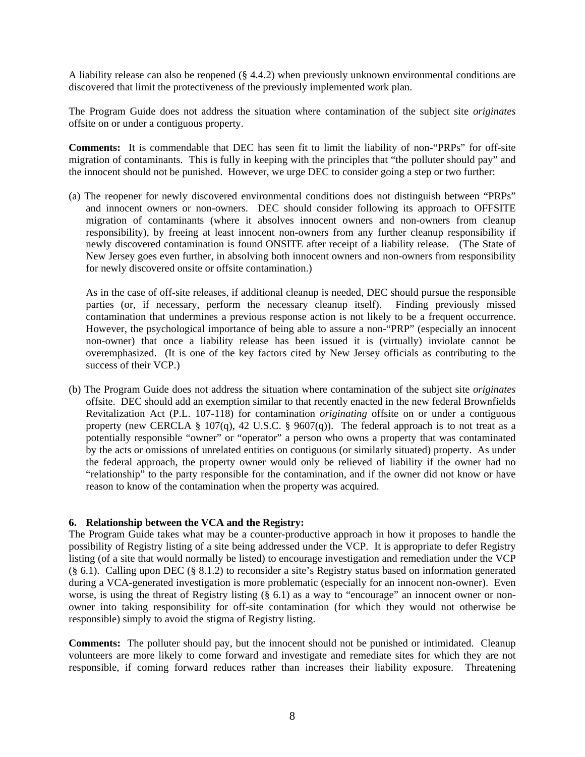A liability release can also be reopened (§ 4.4.2) when previously unknown environmental conditions are discovered that limit the protectiveness of the previously implemented work plan.

The Program Guide does not address the situation where contamination of the subject site *originates* offsite on or under a contiguous property.

**Comments:** It is commendable that DEC has seen fit to limit the liability of non-"PRPs" for off-site migration of contaminants. This is fully in keeping with the principles that "the polluter should pay" and the innocent should not be punished. However, we urge DEC to consider going a step or two further:

(a) The reopener for newly discovered environmental conditions does not distinguish between "PRPs" and innocent owners or non-owners. DEC should consider following its approach to OFFSITE migration of contaminants (where it absolves innocent owners and non-owners from cleanup responsibility), by freeing at least innocent non-owners from any further cleanup responsibility if newly discovered contamination is found ONSITE after receipt of a liability release. (The State of New Jersey goes even further, in absolving both innocent owners and non-owners from responsibility for newly discovered onsite or offsite contamination.)

As in the case of off-site releases, if additional cleanup is needed, DEC should pursue the responsible parties (or, if necessary, perform the necessary cleanup itself). Finding previously missed contamination that undermines a previous response action is not likely to be a frequent occurrence. However, the psychological importance of being able to assure a non-"PRP" (especially an innocent non-owner) that once a liability release has been issued it is (virtually) inviolate cannot be overemphasized. (It is one of the key factors cited by New Jersey officials as contributing to the success of their VCP.)

(b) The Program Guide does not address the situation where contamination of the subject site *originates* offsite. DEC should add an exemption similar to that recently enacted in the new federal Brownfields Revitalization Act (P.L. 107-118) for contamination *originating* offsite on or under a contiguous property (new CERCLA § 107(q), 42 U.S.C. § 9607(q)). The federal approach is to not treat as a potentially responsible "owner" or "operator" a person who owns a property that was contaminated by the acts or omissions of unrelated entities on contiguous (or similarly situated) property. As under the federal approach, the property owner would only be relieved of liability if the owner had no "relationship" to the party responsible for the contamination, and if the owner did not know or have reason to know of the contamination when the property was acquired.

### 6. Relationship between the VCA and the Registry:

The Program Guide takes what may be a counter-productive approach in how it proposes to handle the possibility of Registry listing of a site being addressed under the VCP. It is appropriate to defer Registry listing (of a site that would normally be listed) to encourage investigation and remediation under the VCP (§ 6.1). Calling upon DEC (§ 8.1.2) to reconsider a site's Registry status based on information generated during a VCA-generated investigation is more problematic (especially for an innocent non-owner). Even worse, is using the threat of Registry listing (§ 6.1) as a way to "encourage" an innocent owner or non-owner into taking responsibility for off-site contamination (for which they would not otherwise be responsible) simply to avoid the stigma of Registry listing.

**Comments:** The polluter should pay, but the innocent should not be punished or intimidated. Cleanup volunteers are more likely to come forward and investigate and remediate sites for which they are not responsible, if coming forward reduces rather than increases their liability exposure. Threatening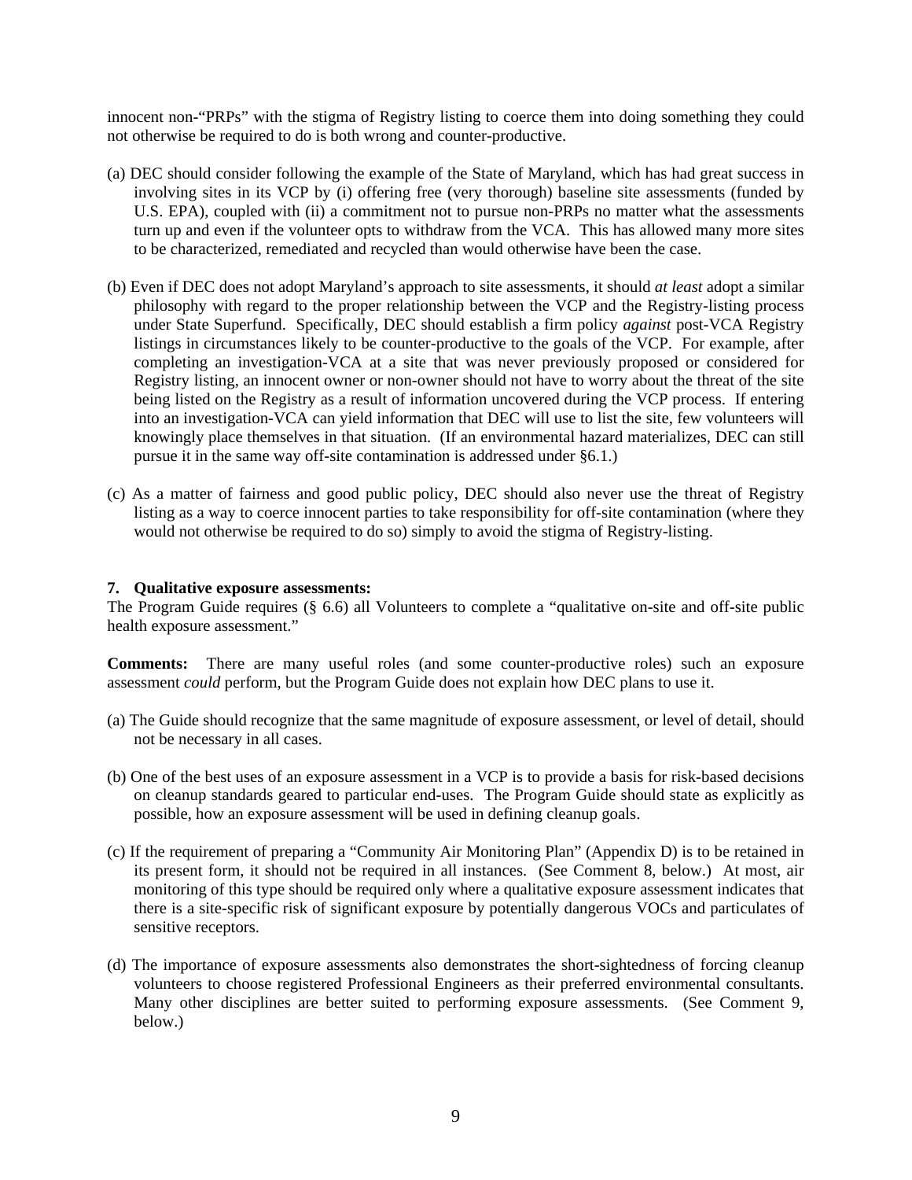innocent non-"PRPs" with the stigma of Registry listing to coerce them into doing something they could not otherwise be required to do is both wrong and counter-productive.

(a) DEC should consider following the example of the State of Maryland, which has had great success in involving sites in its VCP by (i) offering free (very thorough) baseline site assessments (funded by U.S. EPA), coupled with (ii) a commitment not to pursue non-PRPs no matter what the assessments turn up and even if the volunteer opts to withdraw from the VCA. This has allowed many more sites to be characterized, remediated and recycled than would otherwise have been the case.

(b) Even if DEC does not adopt Maryland's approach to site assessments, it should *at least* adopt a similar philosophy with regard to the proper relationship between the VCP and the Registry-listing process under State Superfund. Specifically, DEC should establish a firm policy *against* post-VCA Registry listings in circumstances likely to be counter-productive to the goals of the VCP. For example, after completing an investigation-VCA at a site that was never previously proposed or considered for Registry listing, an innocent owner or non-owner should not have to worry about the threat of the site being listed on the Registry as a result of information uncovered during the VCP process. If entering into an investigation-VCA can yield information that DEC will use to list the site, few volunteers will knowingly place themselves in that situation. (If an environmental hazard materializes, DEC can still pursue it in the same way off-site contamination is addressed under §6.1.)

(c) As a matter of fairness and good public policy, DEC should also never use the threat of Registry listing as a way to coerce innocent parties to take responsibility for off-site contamination (where they would not otherwise be required to do so) simply to avoid the stigma of Registry-listing.

**7. Qualitative exposure assessments:**

The Program Guide requires (§ 6.6) all Volunteers to complete a "qualitative on-site and off-site public health exposure assessment."

**Comments:** There are many useful roles (and some counter-productive roles) such an exposure assessment *could* perform, but the Program Guide does not explain how DEC plans to use it.

(a) The Guide should recognize that the same magnitude of exposure assessment, or level of detail, should not be necessary in all cases.

(b) One of the best uses of an exposure assessment in a VCP is to provide a basis for risk-based decisions on cleanup standards geared to particular end-uses. The Program Guide should state as explicitly as possible, how an exposure assessment will be used in defining cleanup goals.

(c) If the requirement of preparing a "Community Air Monitoring Plan" (Appendix D) is to be retained in its present form, it should not be required in all instances. (See Comment 8, below.) At most, air monitoring of this type should be required only where a qualitative exposure assessment indicates that there is a site-specific risk of significant exposure by potentially dangerous VOCs and particulates of sensitive receptors.

(d) The importance of exposure assessments also demonstrates the short-sightedness of forcing cleanup volunteers to choose registered Professional Engineers as their preferred environmental consultants. Many other disciplines are better suited to performing exposure assessments. (See Comment 9, below.)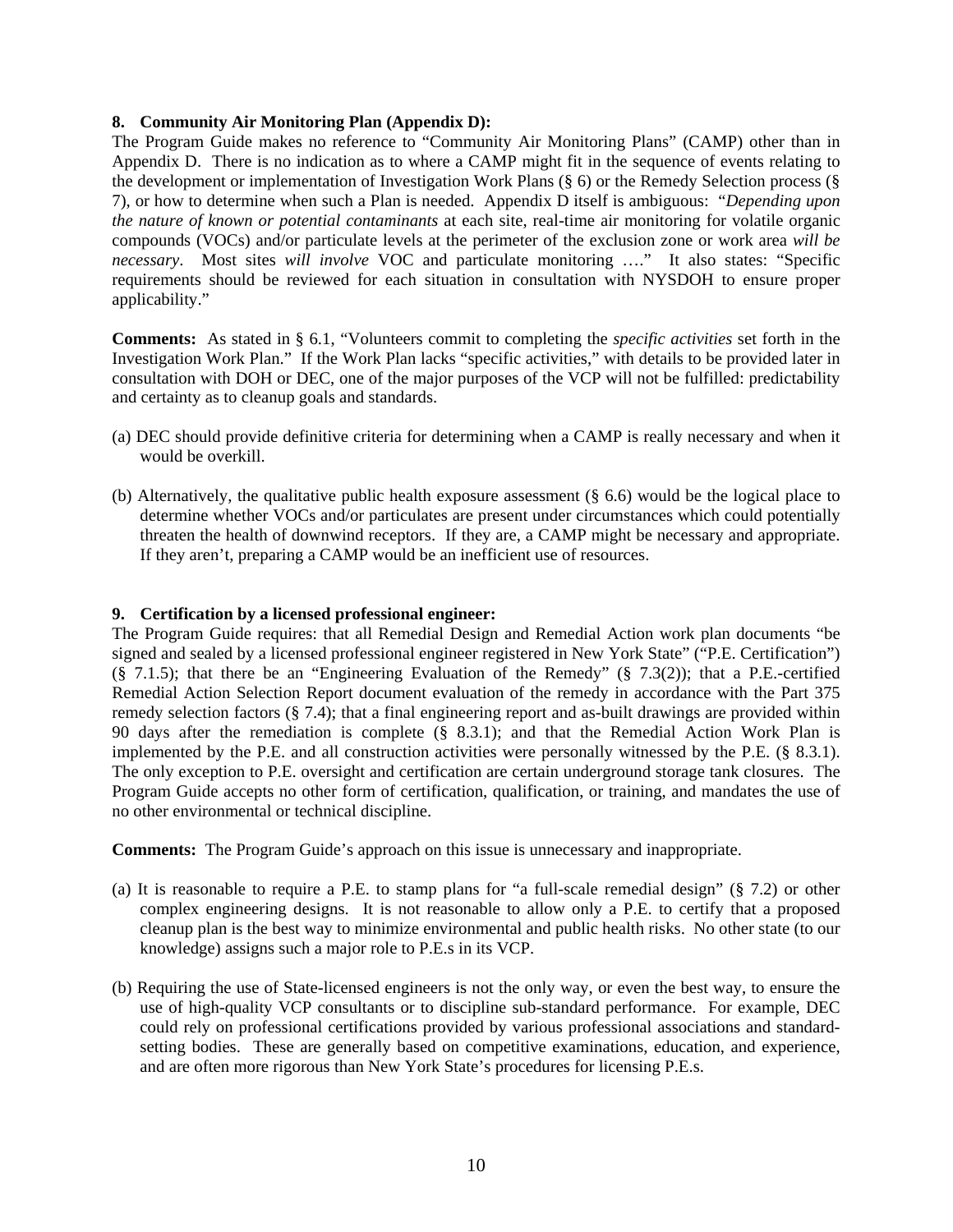**8. Community Air Monitoring Plan (Appendix D):**

The Program Guide makes no reference to "Community Air Monitoring Plans" (CAMP) other than in Appendix D. There is no indication as to where a CAMP might fit in the sequence of events relating to the development or implementation of Investigation Work Plans (§ 6) or the Remedy Selection process (§ 7), or how to determine when such a Plan is needed. Appendix D itself is ambiguous: "*Depending upon the nature of known or potential contaminants* at each site, real-time air monitoring for volatile organic compounds (VOCs) and/or particulate levels at the perimeter of the exclusion zone or work area *will be necessary*. Most sites *will involve* VOC and particulate monitoring ...." It also states: "Specific requirements should be reviewed for each situation in consultation with NYSDOH to ensure proper applicability."

**Comments:** As stated in § 6.1, "Volunteers commit to completing the *specific activities* set forth in the Investigation Work Plan." If the Work Plan lacks "specific activities," with details to be provided later in consultation with DOH or DEC, one of the major purposes of the VCP will not be fulfilled: predictability and certainty as to cleanup goals and standards.

(a) DEC should provide definitive criteria for determining when a CAMP is really necessary and when it would be overkill.

(b) Alternatively, the qualitative public health exposure assessment (§ 6.6) would be the logical place to determine whether VOCs and/or particulates are present under circumstances which could potentially threaten the health of downwind receptors. If they are, a CAMP might be necessary and appropriate. If they aren't, preparing a CAMP would be an inefficient use of resources.

**9. Certification by a licensed professional engineer:**

The Program Guide requires: that all Remedial Design and Remedial Action work plan documents "be signed and sealed by a licensed professional engineer registered in New York State" ("P.E. Certification") (§ 7.1.5); that there be an "Engineering Evaluation of the Remedy" (§ 7.3(2)); that a P.E.-certified Remedial Action Selection Report document evaluation of the remedy in accordance with the Part 375 remedy selection factors (§ 7.4); that a final engineering report and as-built drawings are provided within 90 days after the remediation is complete (§ 8.3.1); and that the Remedial Action Work Plan is implemented by the P.E. and all construction activities were personally witnessed by the P.E. (§ 8.3.1). The only exception to P.E. oversight and certification are certain underground storage tank closures. The Program Guide accepts no other form of certification, qualification, or training, and mandates the use of no other environmental or technical discipline.

**Comments:** The Program Guide's approach on this issue is unnecessary and inappropriate.

(a) It is reasonable to require a P.E. to stamp plans for "a full-scale remedial design" (§ 7.2) or other complex engineering designs. It is not reasonable to allow only a P.E. to certify that a proposed cleanup plan is the best way to minimize environmental and public health risks. No other state (to our knowledge) assigns such a major role to P.E.s in its VCP.

(b) Requiring the use of State-licensed engineers is not the only way, or even the best way, to ensure the use of high-quality VCP consultants or to discipline sub-standard performance. For example, DEC could rely on professional certifications provided by various professional associations and standard-setting bodies. These are generally based on competitive examinations, education, and experience, and are often more rigorous than New York State's procedures for licensing P.E.s.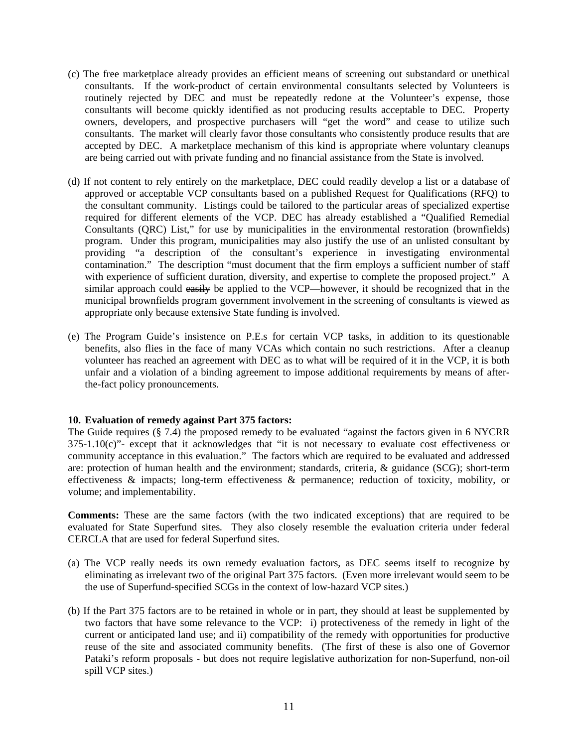(c) The free marketplace already provides an efficient means of screening out substandard or unethical consultants. If the work-product of certain environmental consultants selected by Volunteers is routinely rejected by DEC and must be repeatedly redone at the Volunteer's expense, those consultants will become quickly identified as not producing results acceptable to DEC. Property owners, developers, and prospective purchasers will "get the word" and cease to utilize such consultants. The market will clearly favor those consultants who consistently produce results that are accepted by DEC. A marketplace mechanism of this kind is appropriate where voluntary cleanups are being carried out with private funding and no financial assistance from the State is involved.

(d) If not content to rely entirely on the marketplace, DEC could readily develop a list or a database of approved or acceptable VCP consultants based on a published Request for Qualifications (RFQ) to the consultant community. Listings could be tailored to the particular areas of specialized expertise required for different elements of the VCP. DEC has already established a "Qualified Remedial Consultants (QRC) List," for use by municipalities in the environmental restoration (brownfields) program. Under this program, municipalities may also justify the use of an unlisted consultant by providing "a description of the consultant's experience in investigating environmental contamination." The description "must document that the firm employs a sufficient number of staff with experience of sufficient duration, diversity, and expertise to complete the proposed project." A similar approach could ~~easily~~ be applied to the VCP—however, it should be recognized that in the municipal brownfields program government involvement in the screening of consultants is viewed as appropriate only because extensive State funding is involved.

(e) The Program Guide's insistence on P.E.s for certain VCP tasks, in addition to its questionable benefits, also flies in the face of many VCAs which contain no such restrictions. After a cleanup volunteer has reached an agreement with DEC as to what will be required of it in the VCP, it is both unfair and a violation of a binding agreement to impose additional requirements by means of after-the-fact policy pronouncements.

**10. Evaluation of remedy against Part 375 factors:**
The Guide requires (§ 7.4) the proposed remedy to be evaluated "against the factors given in 6 NYCRR 375-1.10(c)"- except that it acknowledges that "it is not necessary to evaluate cost effectiveness or community acceptance in this evaluation." The factors which are required to be evaluated and addressed are: protection of human health and the environment; standards, criteria, & guidance (SCG); short-term effectiveness & impacts; long-term effectiveness & permanence; reduction of toxicity, mobility, or volume; and implementability.

**Comments:** These are the same factors (with the two indicated exceptions) that are required to be evaluated for State Superfund sites. They also closely resemble the evaluation criteria under federal CERCLA that are used for federal Superfund sites.

(a) The VCP really needs its own remedy evaluation factors, as DEC seems itself to recognize by eliminating as irrelevant two of the original Part 375 factors. (Even more irrelevant would seem to be the use of Superfund-specified SCGs in the context of low-hazard VCP sites.)

(b) If the Part 375 factors are to be retained in whole or in part, they should at least be supplemented by two factors that have some relevance to the VCP: i) protectiveness of the remedy in light of the current or anticipated land use; and ii) compatibility of the remedy with opportunities for productive reuse of the site and associated community benefits. (The first of these is also one of Governor Pataki's reform proposals - but does not require legislative authorization for non-Superfund, non-oil spill VCP sites.)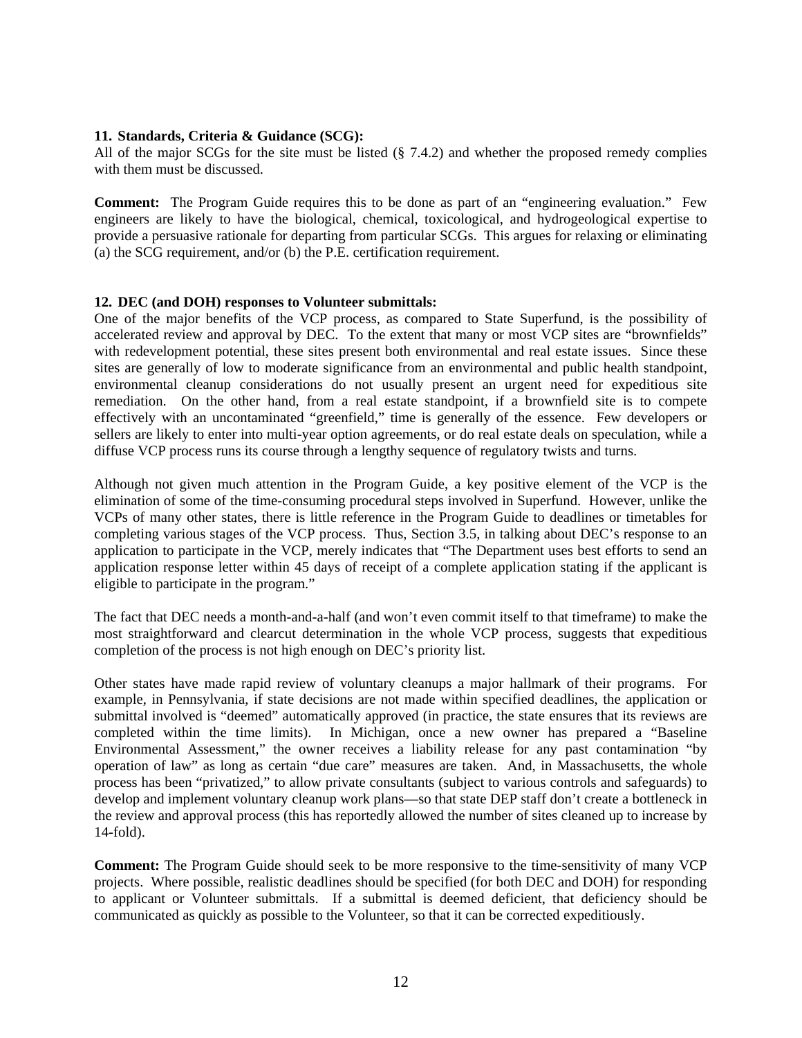**11. Standards, Criteria & Guidance (SCG):**
All of the major SCGs for the site must be listed (§ 7.4.2) and whether the proposed remedy complies with them must be discussed.

**Comment:** The Program Guide requires this to be done as part of an "engineering evaluation." Few engineers are likely to have the biological, chemical, toxicological, and hydrogeological expertise to provide a persuasive rationale for departing from particular SCGs. This argues for relaxing or eliminating (a) the SCG requirement, and/or (b) the P.E. certification requirement.

**12. DEC (and DOH) responses to Volunteer submittals:**
One of the major benefits of the VCP process, as compared to State Superfund, is the possibility of accelerated review and approval by DEC. To the extent that many or most VCP sites are "brownfields" with redevelopment potential, these sites present both environmental and real estate issues. Since these sites are generally of low to moderate significance from an environmental and public health standpoint, environmental cleanup considerations do not usually present an urgent need for expeditious site remediation. On the other hand, from a real estate standpoint, if a brownfield site is to compete effectively with an uncontaminated "greenfield," time is generally of the essence. Few developers or sellers are likely to enter into multi-year option agreements, or do real estate deals on speculation, while a diffuse VCP process runs its course through a lengthy sequence of regulatory twists and turns.

Although not given much attention in the Program Guide, a key positive element of the VCP is the elimination of some of the time-consuming procedural steps involved in Superfund. However, unlike the VCPs of many other states, there is little reference in the Program Guide to deadlines or timetables for completing various stages of the VCP process. Thus, Section 3.5, in talking about DEC's response to an application to participate in the VCP, merely indicates that "The Department uses best efforts to send an application response letter within 45 days of receipt of a complete application stating if the applicant is eligible to participate in the program."

The fact that DEC needs a month-and-a-half (and won't even commit itself to that timeframe) to make the most straightforward and clearcut determination in the whole VCP process, suggests that expeditious completion of the process is not high enough on DEC's priority list.

Other states have made rapid review of voluntary cleanups a major hallmark of their programs. For example, in Pennsylvania, if state decisions are not made within specified deadlines, the application or submittal involved is "deemed" automatically approved (in practice, the state ensures that its reviews are completed within the time limits). In Michigan, once a new owner has prepared a "Baseline Environmental Assessment," the owner receives a liability release for any past contamination "by operation of law" as long as certain "due care" measures are taken. And, in Massachusetts, the whole process has been "privatized," to allow private consultants (subject to various controls and safeguards) to develop and implement voluntary cleanup work plans—so that state DEP staff don't create a bottleneck in the review and approval process (this has reportedly allowed the number of sites cleaned up to increase by 14-fold).

**Comment:** The Program Guide should seek to be more responsive to the time-sensitivity of many VCP projects. Where possible, realistic deadlines should be specified (for both DEC and DOH) for responding to applicant or Volunteer submittals. If a submittal is deemed deficient, that deficiency should be communicated as quickly as possible to the Volunteer, so that it can be corrected expeditiously.